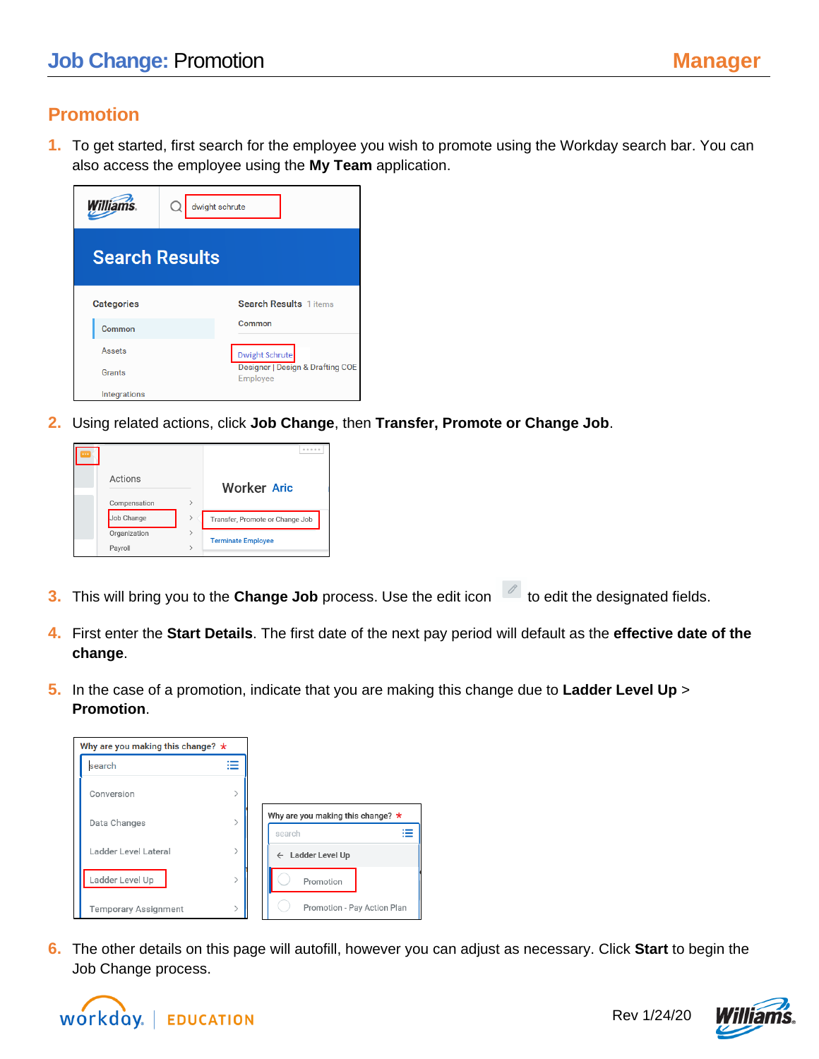# Job Change: Promotion

**Manager**

## Promotion

1. To get started, first search for the employee you wish to promote using the Workday search bar. You can also access the employee using the **My Team** application.

2. Using related actions, click **Job Change**, then **Transfer, Promote or Change Job**.

3. This will bring you to the **Change Job** process. Use the edit icon to edit the designated fields.

4. First enter the **Start Details**. The first date of the next pay period will default as the **effective date of the change**.

5. In the case of a promotion, indicate that you are making this change due to **Ladder Level Up** > **Promotion**.

6. The other details on this page will autofill, however you can adjust as necessary. Click **Start** to begin the Job Change process.

Rev 1/24/20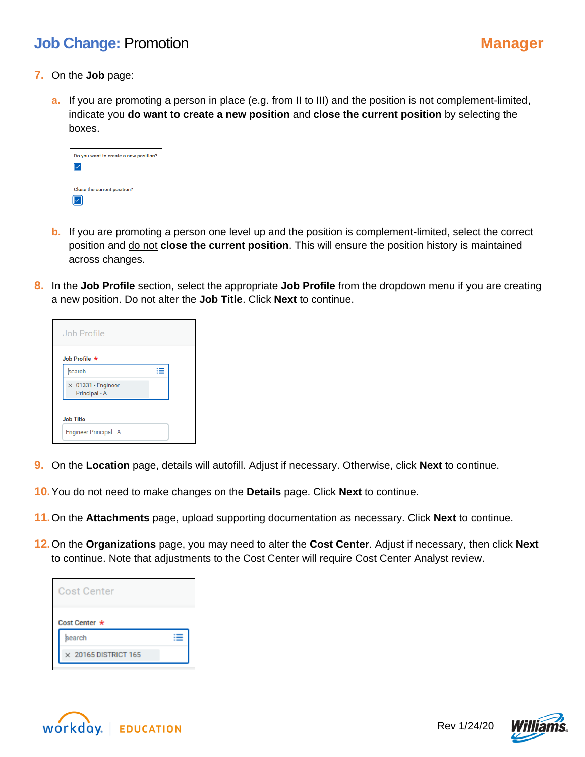7. On the **Job** page:

   a. If you are promoting a person in place (e.g. from II to III) and the position is not complement-limited, indicate you **do want to create a new position** and **close the current position** by selecting the boxes.

   Do you want to create a new position?
   ☑

   Close the current position?
   ☑

   b. If you are promoting a person one level up and the position is complement-limited, select the correct position and do not **close the current position**. This will ensure the position history is maintained across changes.

8. In the **Job Profile** section, select the appropriate **Job Profile** from the dropdown menu if you are creating a new position. Do not alter the **Job Title**. Click **Next** to continue.

   Job Profile

   Job Profile *
   search
   × 01331 - Engineer Principal - A

   Job Title
   Engineer Principal - A

9. On the **Location** page, details will autofill. Adjust if necessary. Otherwise, click **Next** to continue.

10. You do not need to make changes on the **Details** page. Click **Next** to continue.

11. On the **Attachments** page, upload supporting documentation as necessary. Click **Next** to continue.

12. On the **Organizations** page, you may need to alter the **Cost Center**. Adjust if necessary, then click **Next** to continue. Note that adjustments to the Cost Center will require Cost Center Analyst review.

   Cost Center

   Cost Center *
   search
   × 20165 DISTRICT 165

workday. | EDUCATION

Rev 1/24/20

Williams.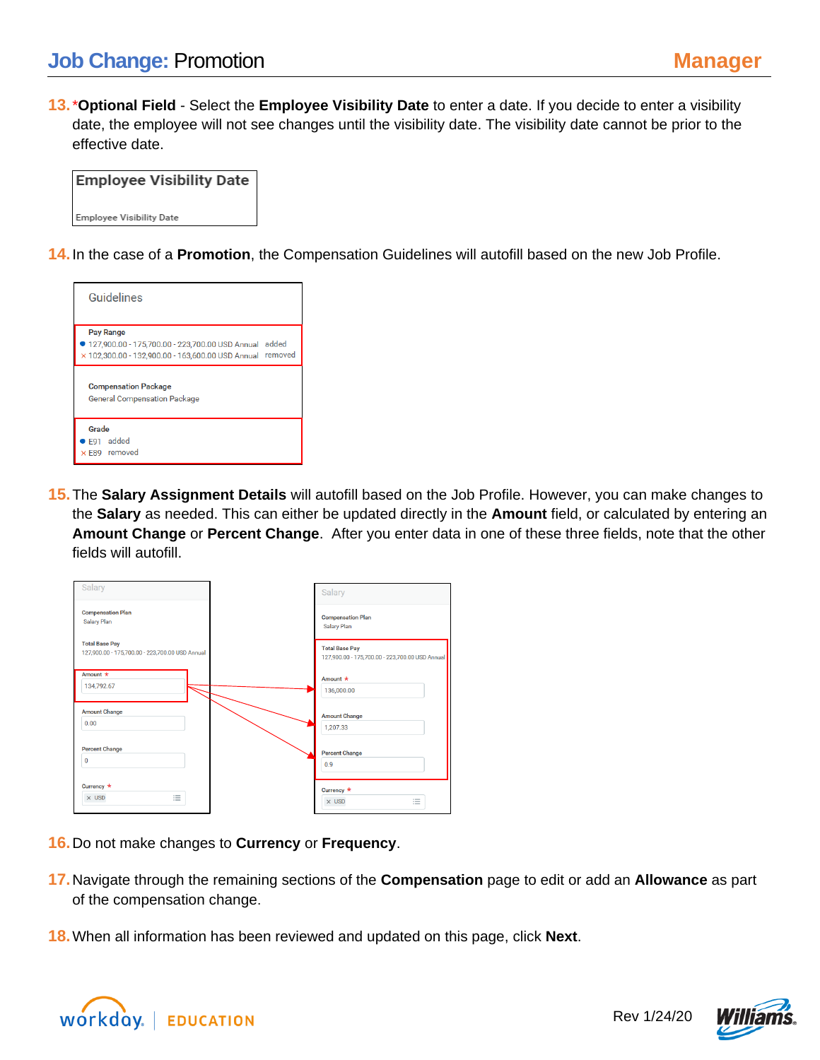13. ***Optional Field** - Select the **Employee Visibility Date** to enter a date. If you decide to enter a visibility date, the employee will not see changes until the visibility date. The visibility date cannot be prior to the effective date.

**Employee Visibility Date**

Employee Visibility Date

14. In the case of a **Promotion**, the Compensation Guidelines will autofill based on the new Job Profile.

Guidelines

**Pay Range**
- 127,900.00 - 175,700.00 - 223,700.00 USD Annual added
- × 102,300.00 - 132,900.00 - 163,600.00 USD Annual removed

**Compensation Package**
General Compensation Package

**Grade**
- E91 added
- × E89 removed

15. The **Salary Assignment Details** will autofill based on the Job Profile. However, you can make changes to the **Salary** as needed. This can either be updated directly in the **Amount** field, or calculated by entering an **Amount Change** or **Percent Change**. After you enter data in one of these three fields, note that the other fields will autofill.

| Field | Before | After |
|---|---|---|
| Compensation Plan | Salary Plan | Salary Plan |
| Total Base Pay | 127,900.00 - 175,700.00 - 223,700.00 USD Annual | 127,900.00 - 175,700.00 - 223,700.00 USD Annual |
| Amount * | 134,792.67 | 136,000.00 |
| Amount Change | 0.00 | 1,207.33 |
| Percent Change | 0 | 0.9 |
| Currency * | USD | USD |

16. Do not make changes to **Currency** or **Frequency**.

17. Navigate through the remaining sections of the **Compensation** page to edit or add an **Allowance** as part of the compensation change.

18. When all information has been reviewed and updated on this page, click **Next**.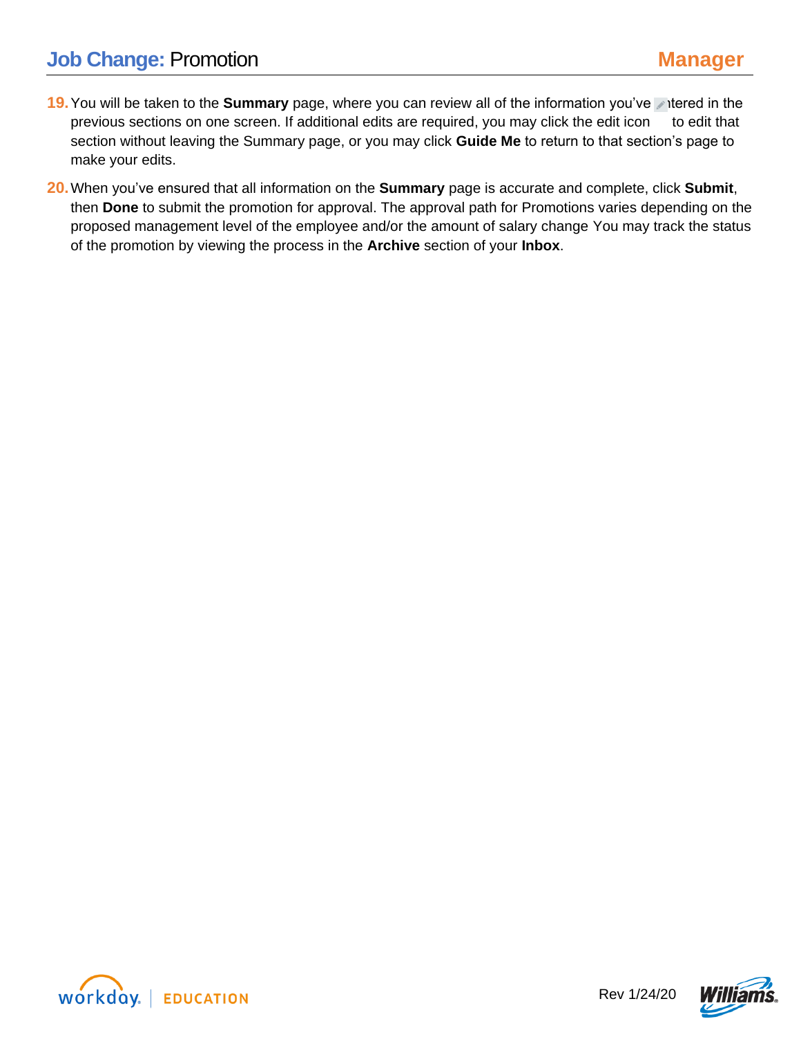19. You will be taken to the **Summary** page, where you can review all of the information you've entered in the previous sections on one screen. If additional edits are required, you may click the edit icon to edit that section without leaving the Summary page, or you may click **Guide Me** to return to that section's page to make your edits.
20. When you've ensured that all information on the **Summary** page is accurate and complete, click **Submit**, then **Done** to submit the promotion for approval. The approval path for Promotions varies depending on the proposed management level of the employee and/or the amount of salary change You may track the status of the promotion by viewing the process in the **Archive** section of your **Inbox**.